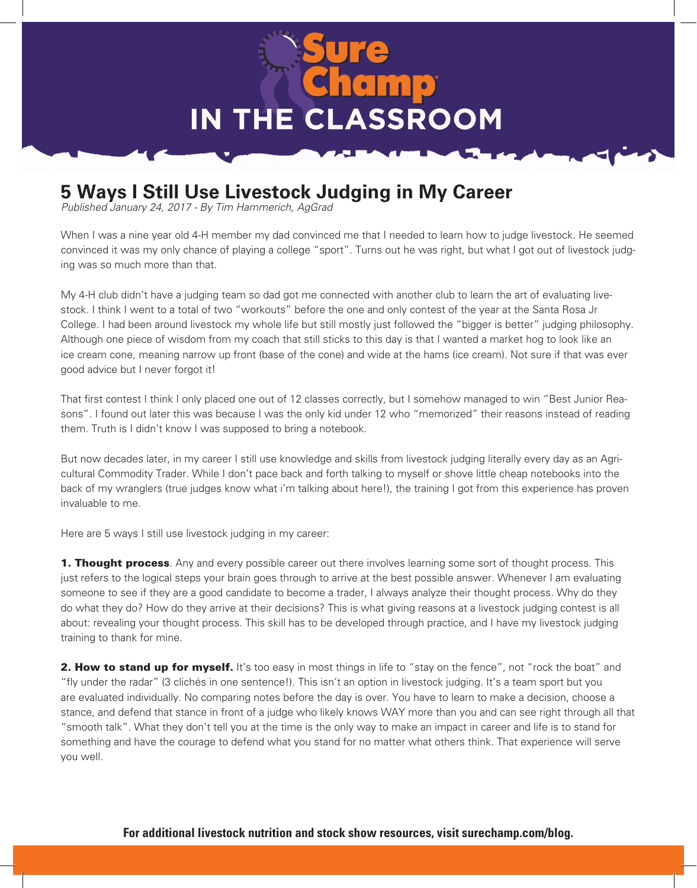# Sure Champ IN THE CLASSROOM

## 5 Ways I Still Use Livestock Judging in My Career

*Published January 24, 2017 - By Tim Hammerich, AgGrad*

When I was a nine year old 4-H member my dad convinced me that I needed to learn how to judge livestock. He seemed convinced it was my only chance of playing a college "sport". Turns out he was right, but what I got out of livestock judging was so much more than that.

My 4-H club didn't have a judging team so dad got me connected with another club to learn the art of evaluating livestock. I think I went to a total of two "workouts" before the one and only contest of the year at the Santa Rosa Jr College. I had been around livestock my whole life but still mostly just followed the "bigger is better" judging philosophy. Although one piece of wisdom from my coach that still sticks to this day is that I wanted a market hog to look like an ice cream cone, meaning narrow up front (base of the cone) and wide at the hams (ice cream). Not sure if that was ever good advice but I never forgot it!

That first contest I think I only placed one out of 12 classes correctly, but I somehow managed to win "Best Junior Reasons". I found out later this was because I was the only kid under 12 who "memorized" their reasons instead of reading them. Truth is I didn't know I was supposed to bring a notebook.

But now decades later, in my career I still use knowledge and skills from livestock judging literally every day as an Agricultural Commodity Trader. While I don't pace back and forth talking to myself or shove little cheap notebooks into the back of my wranglers (true judges know what i'm talking about here!), the training I got from this experience has proven invaluable to me.

Here are 5 ways I still use livestock judging in my career:

**1. Thought process**. Any and every possible career out there involves learning some sort of thought process. This just refers to the logical steps your brain goes through to arrive at the best possible answer. Whenever I am evaluating someone to see if they are a good candidate to become a trader, I always analyze their thought process. Why do they do what they do? How do they arrive at their decisions? This is what giving reasons at a livestock judging contest is all about: revealing your thought process. This skill has to be developed through practice, and I have my livestock judging training to thank for mine.

**2. How to stand up for myself.** It's too easy in most things in life to "stay on the fence", not "rock the boat" and "fly under the radar" (3 clichés in one sentence!). This isn't an option in livestock judging. It's a team sport but you are evaluated individually. No comparing notes before the day is over. You have to learn to make a decision, choose a stance, and defend that stance in front of a judge who likely knows WAY more than you and can see right through all that "smooth talk". What they don't tell you at the time is the only way to make an impact in career and life is to stand for something and have the courage to defend what you stand for no matter what others think. That experience will serve you well.

**For additional livestock nutrition and stock show resources, visit surechamp.com/blog.**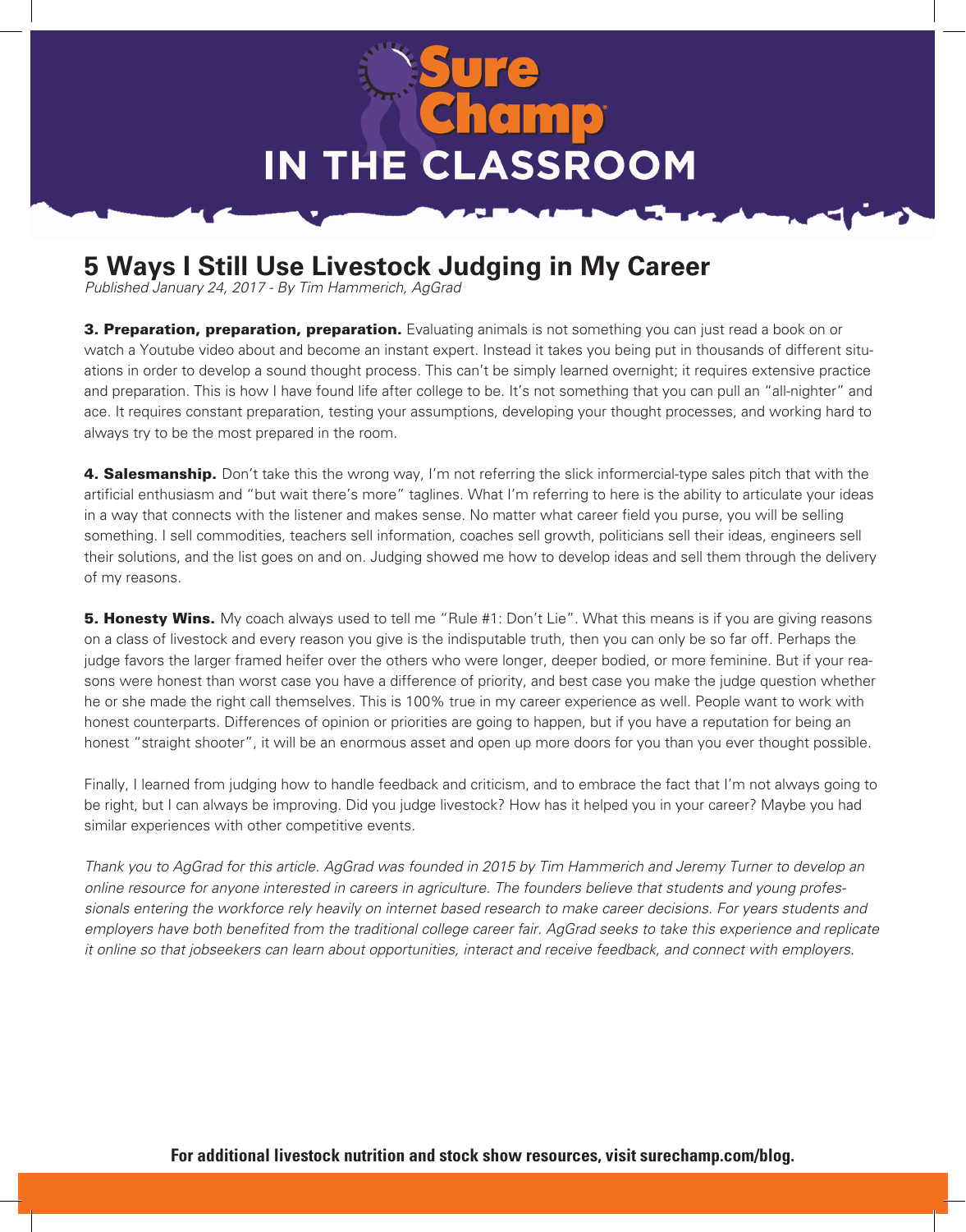# 5 Ways I Still Use Livestock Judging in My Career

*Published January 24, 2017 - By Tim Hammerich, AgGrad*

**3. Preparation, preparation, preparation.** Evaluating animals is not something you can just read a book on or watch a Youtube video about and become an instant expert. Instead it takes you being put in thousands of different situations in order to develop a sound thought process. This can't be simply learned overnight; it requires extensive practice and preparation. This is how I have found life after college to be. It's not something that you can pull an "all-nighter" and ace. It requires constant preparation, testing your assumptions, developing your thought processes, and working hard to always try to be the most prepared in the room.

**4. Salesmanship.** Don't take this the wrong way, I'm not referring the slick informercial-type sales pitch that with the artificial enthusiasm and "but wait there's more" taglines. What I'm referring to here is the ability to articulate your ideas in a way that connects with the listener and makes sense. No matter what career field you purse, you will be selling something. I sell commodities, teachers sell information, coaches sell growth, politicians sell their ideas, engineers sell their solutions, and the list goes on and on. Judging showed me how to develop ideas and sell them through the delivery of my reasons.

**5. Honesty Wins.** My coach always used to tell me "Rule #1: Don't Lie". What this means is if you are giving reasons on a class of livestock and every reason you give is the indisputable truth, then you can only be so far off. Perhaps the judge favors the larger framed heifer over the others who were longer, deeper bodied, or more feminine. But if your reasons were honest than worst case you have a difference of priority, and best case you make the judge question whether he or she made the right call themselves. This is 100% true in my career experience as well. People want to work with honest counterparts. Differences of opinion or priorities are going to happen, but if you have a reputation for being an honest "straight shooter", it will be an enormous asset and open up more doors for you than you ever thought possible.

Finally, I learned from judging how to handle feedback and criticism, and to embrace the fact that I'm not always going to be right, but I can always be improving. Did you judge livestock? How has it helped you in your career? Maybe you had similar experiences with other competitive events.

*Thank you to AgGrad for this article. AgGrad was founded in 2015 by Tim Hammerich and Jeremy Turner to develop an online resource for anyone interested in careers in agriculture. The founders believe that students and young professionals entering the workforce rely heavily on internet based research to make career decisions. For years students and employers have both benefited from the traditional college career fair. AgGrad seeks to take this experience and replicate it online so that jobseekers can learn about opportunities, interact and receive feedback, and connect with employers.*

**For additional livestock nutrition and stock show resources, visit surechamp.com/blog.**